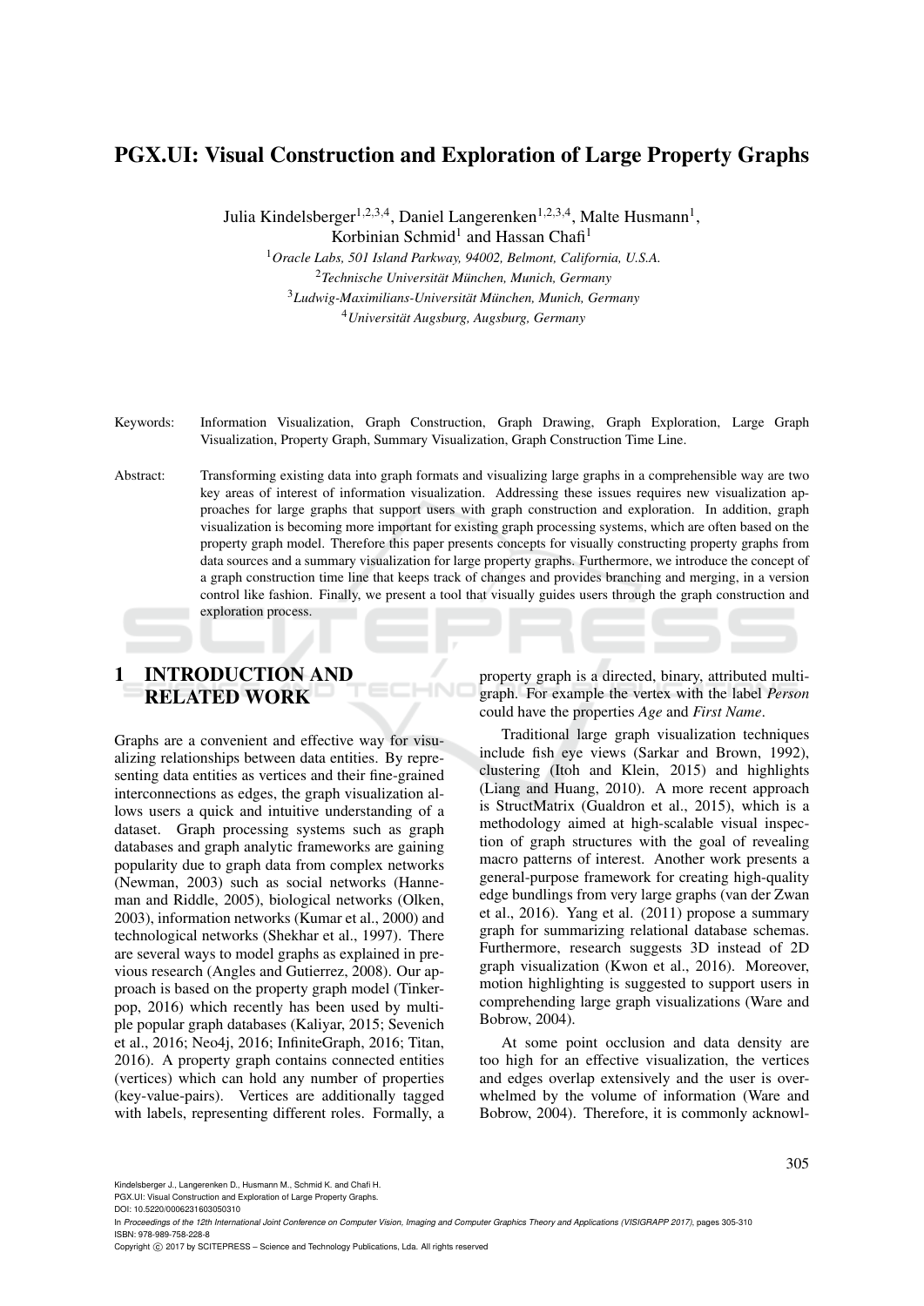# PGX.UI: Visual Construction and Exploration of Large Property Graphs

Julia Kindelsberger[1,2,3,4], Daniel Langerenken[1,2,3,4], Malte Husmann[1], Korbinian Schmid[1] and Hassan Chafi[1]

[1]*Oracle Labs, 501 Island Parkway, 94002, Belmont, California, U.S.A.*
[2]*Technische Universität München, Munich, Germany*
[3]*Ludwig-Maximilians-Universität München, Munich, Germany*
[4]*Universität Augsburg, Augsburg, Germany*

Keywords: Information Visualization, Graph Construction, Graph Drawing, Graph Exploration, Large Graph Visualization, Property Graph, Summary Visualization, Graph Construction Time Line.

Abstract: Transforming existing data into graph formats and visualizing large graphs in a comprehensible way are two key areas of interest of information visualization. Addressing these issues requires new visualization approaches for large graphs that support users with graph construction and exploration. In addition, graph visualization is becoming more important for existing graph processing systems, which are often based on the property graph model. Therefore this paper presents concepts for visually constructing property graphs from data sources and a summary visualization for large property graphs. Furthermore, we introduce the concept of a graph construction time line that keeps track of changes and provides branching and merging, in a version control like fashion. Finally, we present a tool that visually guides users through the graph construction and exploration process.

## 1 INTRODUCTION AND RELATED WORK

Graphs are a convenient and effective way for visualizing relationships between data entities. By representing data entities as vertices and their fine-grained interconnections as edges, the graph visualization allows users a quick and intuitive understanding of a dataset. Graph processing systems such as graph databases and graph analytic frameworks are gaining popularity due to graph data from complex networks (Newman, 2003) such as social networks (Hanneman and Riddle, 2005), biological networks (Olken, 2003), information networks (Kumar et al., 2000) and technological networks (Shekhar et al., 1997). There are several ways to model graphs as explained in previous research (Angles and Gutierrez, 2008). Our approach is based on the property graph model (Tinkerpop, 2016) which recently has been used by multiple popular graph databases (Kaliyar, 2015; Sevenich et al., 2016; Neo4j, 2016; InfiniteGraph, 2016; Titan, 2016). A property graph contains connected entities (vertices) which can hold any number of properties (key-value-pairs). Vertices are additionally tagged with labels, representing different roles. Formally, a property graph is a directed, binary, attributed multi-graph. For example the vertex with the label *Person* could have the properties *Age* and *First Name*.

Traditional large graph visualization techniques include fish eye views (Sarkar and Brown, 1992), clustering (Itoh and Klein, 2015) and highlights (Liang and Huang, 2010). A more recent approach is StructMatrix (Gualdron et al., 2015), which is a methodology aimed at high-scalable visual inspection of graph structures with the goal of revealing macro patterns of interest. Another work presents a general-purpose framework for creating high-quality edge bundlings from very large graphs (van der Zwan et al., 2016). Yang et al. (2011) propose a summary graph for summarizing relational database schemas. Furthermore, research suggests 3D instead of 2D graph visualization (Kwon et al., 2016). Moreover, motion highlighting is suggested to support users in comprehending large graph visualizations (Ware and Bobrow, 2004).

At some point occlusion and data density are too high for an effective visualization, the vertices and edges overlap extensively and the user is overwhelmed by the volume of information (Ware and Bobrow, 2004). Therefore, it is commonly acknowl-

Kindelsberger J., Langerenken D., Husmann M., Schmid K. and Chafi H.
PGX.UI: Visual Construction and Exploration of Large Property Graphs.
DOI: 10.5220/0006231603050310
In *Proceedings of the 12th International Joint Conference on Computer Vision, Imaging and Computer Graphics Theory and Applications (VISIGRAPP 2017)*, pages 305-310
ISBN: 978-989-758-228-8
Copyright © 2017 by SCITEPRESS – Science and Technology Publications, Lda. All rights reserved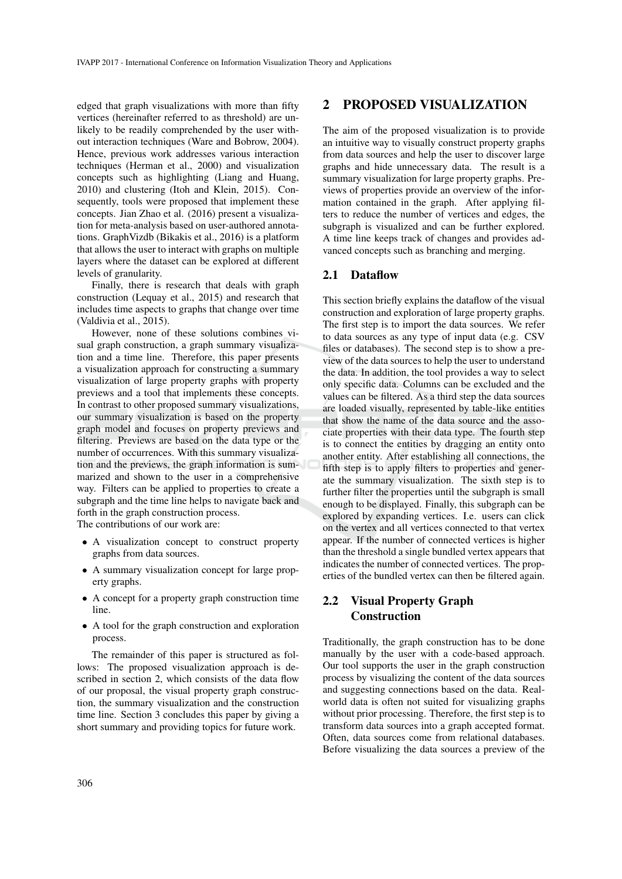edged that graph visualizations with more than fifty vertices (hereinafter referred to as threshold) are unlikely to be readily comprehended by the user without interaction techniques (Ware and Bobrow, 2004). Hence, previous work addresses various interaction techniques (Herman et al., 2000) and visualization concepts such as highlighting (Liang and Huang, 2010) and clustering (Itoh and Klein, 2015). Consequently, tools were proposed that implement these concepts. Jian Zhao et al. (2016) present a visualization for meta-analysis based on user-authored annotations. GraphVizdb (Bikakis et al., 2016) is a platform that allows the user to interact with graphs on multiple layers where the dataset can be explored at different levels of granularity.

Finally, there is research that deals with graph construction (Lequay et al., 2015) and research that includes time aspects to graphs that change over time (Valdivia et al., 2015).

However, none of these solutions combines visual graph construction, a graph summary visualization and a time line. Therefore, this paper presents a visualization approach for constructing a summary visualization of large property graphs with property previews and a tool that implements these concepts. In contrast to other proposed summary visualizations, our summary visualization is based on the property graph model and focuses on property previews and filtering. Previews are based on the data type or the number of occurrences. With this summary visualization and the previews, the graph information is summarized and shown to the user in a comprehensive way. Filters can be applied to properties to create a subgraph and the time line helps to navigate back and forth in the graph construction process.
The contributions of our work are:

- A visualization concept to construct property graphs from data sources.
- A summary visualization concept for large property graphs.
- A concept for a property graph construction time line.
- A tool for the graph construction and exploration process.

The remainder of this paper is structured as follows: The proposed visualization approach is described in section 2, which consists of the data flow of our proposal, the visual property graph construction, the summary visualization and the construction time line. Section 3 concludes this paper by giving a short summary and providing topics for future work.

# 2 PROPOSED VISUALIZATION

The aim of the proposed visualization is to provide an intuitive way to visually construct property graphs from data sources and help the user to discover large graphs and hide unnecessary data. The result is a summary visualization for large property graphs. Previews of properties provide an overview of the information contained in the graph. After applying filters to reduce the number of vertices and edges, the subgraph is visualized and can be further explored. A time line keeps track of changes and provides advanced concepts such as branching and merging.

## 2.1 Dataflow

This section briefly explains the dataflow of the visual construction and exploration of large property graphs. The first step is to import the data sources. We refer to data sources as any type of input data (e.g. CSV files or databases). The second step is to show a preview of the data sources to help the user to understand the data. In addition, the tool provides a way to select only specific data. Columns can be excluded and the values can be filtered. As a third step the data sources are loaded visually, represented by table-like entities that show the name of the data source and the associate properties with their data type. The fourth step is to connect the entities by dragging an entity onto another entity. After establishing all connections, the fifth step is to apply filters to properties and generate the summary visualization. The sixth step is to further filter the properties until the subgraph is small enough to be displayed. Finally, this subgraph can be explored by expanding vertices. I.e. users can click on the vertex and all vertices connected to that vertex appear. If the number of connected vertices is higher than the threshold a single bundled vertex appears that indicates the number of connected vertices. The properties of the bundled vertex can then be filtered again.

## 2.2 Visual Property Graph Construction

Traditionally, the graph construction has to be done manually by the user with a code-based approach. Our tool supports the user in the graph construction process by visualizing the content of the data sources and suggesting connections based on the data. Real-world data is often not suited for visualizing graphs without prior processing. Therefore, the first step is to transform data sources into a graph accepted format. Often, data sources come from relational databases. Before visualizing the data sources a preview of the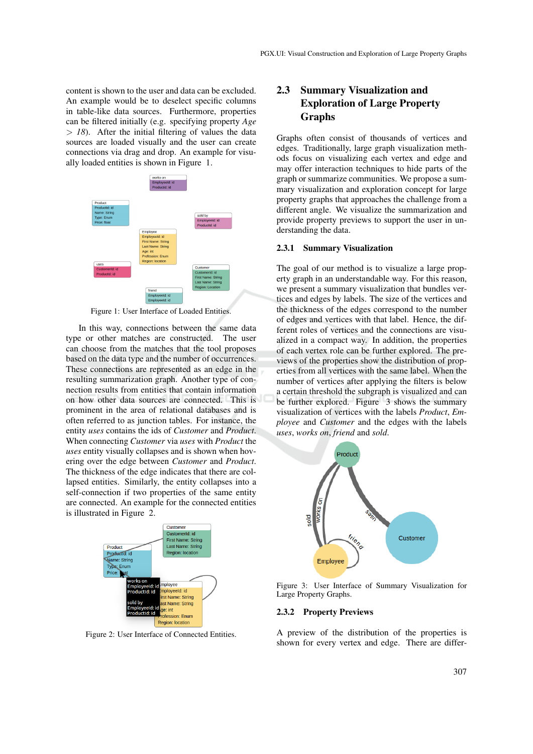content is shown to the user and data can be excluded. An example would be to deselect specific columns in table-like data sources. Furthermore, properties can be filtered initially (e.g. specifying property *Age* $> 18$). After the initial filtering of values the data sources are loaded visually and the user can create connections via drag and drop. An example for visually loaded entities is shown in Figure 1.

Figure 1: User Interface of Loaded Entities.

In this way, connections between the same data type or other matches are constructed. The user can choose from the matches that the tool proposes based on the data type and the number of occurrences. These connections are represented as an edge in the resulting summarization graph. Another type of connection results from entities that contain information on how other data sources are connected. This is prominent in the area of relational databases and is often referred to as junction tables. For instance, the entity *uses* contains the ids of *Customer* and *Product*. When connecting *Customer* via *uses* with *Product* the *uses* entity visually collapses and is shown when hovering over the edge between *Customer* and *Product*. The thickness of the edge indicates that there are collapsed entities. Similarly, the entity collapses into a self-connection if two properties of the same entity are connected. An example for the connected entities is illustrated in Figure 2.

Figure 2: User Interface of Connected Entities.

## 2.3 Summary Visualization and Exploration of Large Property Graphs

Graphs often consist of thousands of vertices and edges. Traditionally, large graph visualization methods focus on visualizing each vertex and edge and may offer interaction techniques to hide parts of the graph or summarize communities. We propose a summary visualization and exploration concept for large property graphs that approaches the challenge from a different angle. We visualize the summarization and provide property previews to support the user in understanding the data.

### 2.3.1 Summary Visualization

The goal of our method is to visualize a large property graph in an understandable way. For this reason, we present a summary visualization that bundles vertices and edges by labels. The size of the vertices and the thickness of the edges correspond to the number of edges and vertices with that label. Hence, the different roles of vertices and the connections are visualized in a compact way. In addition, the properties of each vertex role can be further explored. The previews of the properties show the distribution of properties from all vertices with the same label. When the number of vertices after applying the filters is below a certain threshold the subgraph is visualized and can be further explored. Figure 3 shows the summary visualization of vertices with the labels *Product*, *Employee* and *Customer* and the edges with the labels *uses*, *works on*, *friend* and *sold*.

Figure 3: User Interface of Summary Visualization for Large Property Graphs.

### 2.3.2 Property Previews

A preview of the distribution of the properties is shown for every vertex and edge. There are differ-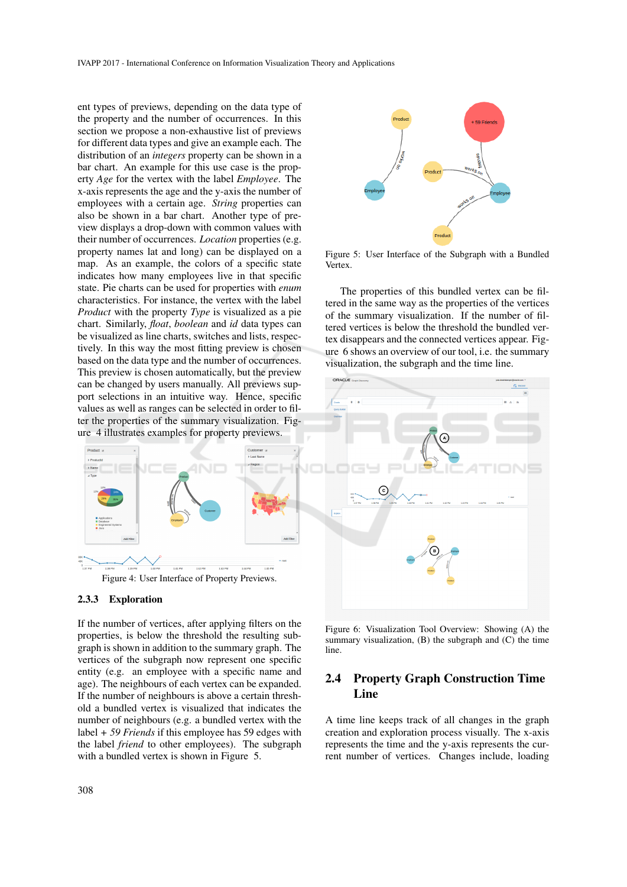ent types of previews, depending on the data type of the property and the number of occurrences. In this section we propose a non-exhaustive list of previews for different data types and give an example each. The distribution of an *integers* property can be shown in a bar chart. An example for this use case is the property *Age* for the vertex with the label *Employee*. The x-axis represents the age and the y-axis the number of employees with a certain age. *String* properties can also be shown in a bar chart. Another type of preview displays a drop-down with common values with their number of occurrences. *Location* properties (e.g. property names lat and long) can be displayed on a map. As an example, the colors of a specific state indicates how many employees live in that specific state. Pie charts can be used for properties with *enum* characteristics. For instance, the vertex with the label *Product* with the property *Type* is visualized as a pie chart. Similarly, *float*, *boolean* and *id* data types can be visualized as line charts, switches and lists, respectively. In this way the most fitting preview is chosen based on the data type and the number of occurrences. This preview is chosen automatically, but the preview can be changed by users manually. All previews support selections in an intuitive way. Hence, specific values as well as ranges can be selected in order to filter the properties of the summary visualization. Figure 4 illustrates examples for property previews.

Figure 4: User Interface of Property Previews.

### 2.3.3 Exploration

If the number of vertices, after applying filters on the properties, is below the threshold the resulting subgraph is shown in addition to the summary graph. The vertices of the subgraph now represent one specific entity (e.g. an employee with a specific name and age). The neighbours of each vertex can be expanded. If the number of neighbours is above a certain threshold a bundled vertex is visualized that indicates the number of neighbours (e.g. a bundled vertex with the label *+ 59 Friends* if this employee has 59 edges with the label *friend* to other employees). The subgraph with a bundled vertex is shown in Figure 5.

Figure 5: User Interface of the Subgraph with a Bundled Vertex.

The properties of this bundled vertex can be filtered in the same way as the properties of the vertices of the summary visualization. If the number of filtered vertices is below the threshold the bundled vertex disappears and the connected vertices appear. Figure 6 shows an overview of our tool, i.e. the summary visualization, the subgraph and the time line.

Figure 6: Visualization Tool Overview: Showing (A) the summary visualization, (B) the subgraph and (C) the time line.

## 2.4 Property Graph Construction Time Line

A time line keeps track of all changes in the graph creation and exploration process visually. The x-axis represents the time and the y-axis represents the current number of vertices. Changes include, loading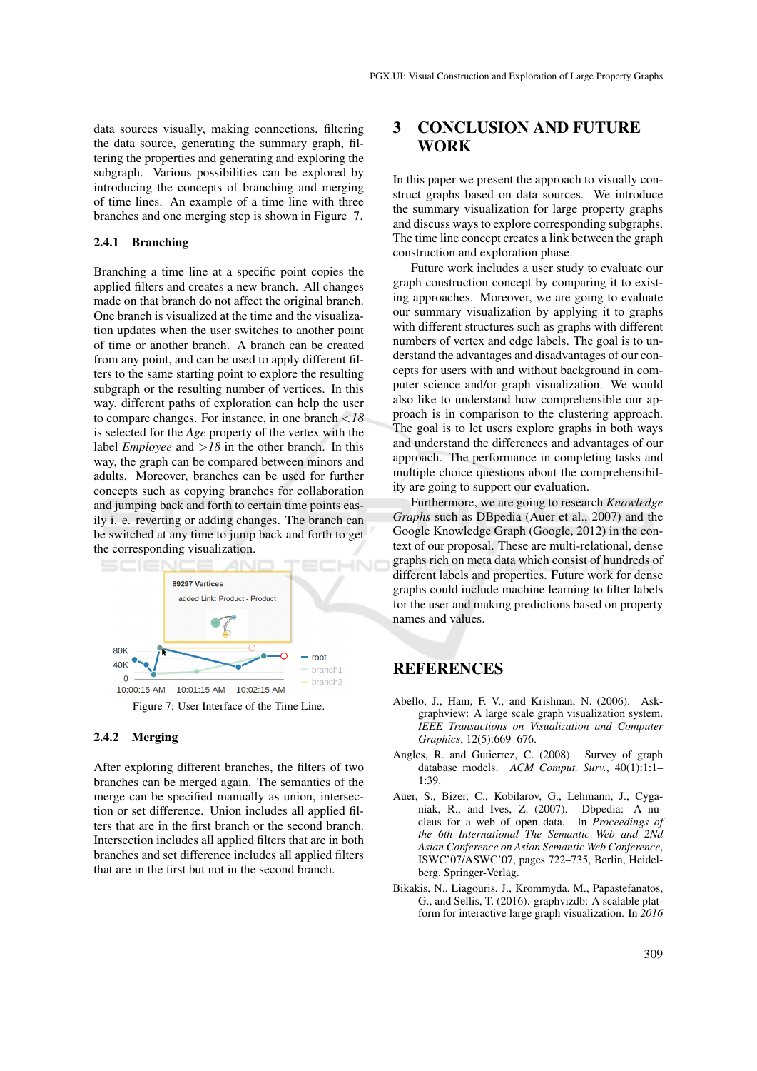data sources visually, making connections, filtering the data source, generating the summary graph, filtering the properties and generating and exploring the subgraph. Various possibilities can be explored by introducing the concepts of branching and merging of time lines. An example of a time line with three branches and one merging step is shown in Figure 7.

#### 2.4.1 Branching

Branching a time line at a specific point copies the applied filters and creates a new branch. All changes made on that branch do not affect the original branch. One branch is visualized at the time and the visualization updates when the user switches to another point of time or another branch. A branch can be created from any point, and can be used to apply different filters to the same starting point to explore the resulting subgraph or the resulting number of vertices. In this way, different paths of exploration can help the user to compare changes. For instance, in one branch *<18* is selected for the *Age* property of the vertex with the label *Employee* and *>18* in the other branch. In this way, the graph can be compared between minors and adults. Moreover, branches can be used for further concepts such as copying branches for collaboration and jumping back and forth to certain time points easily i. e. reverting or adding changes. The branch can be switched at any time to jump back and forth to get the corresponding visualization.

Figure 7: User Interface of the Time Line.

#### 2.4.2 Merging

After exploring different branches, the filters of two branches can be merged again. The semantics of the merge can be specified manually as union, intersection or set difference. Union includes all applied filters that are in the first branch or the second branch. Intersection includes all applied filters that are in both branches and set difference includes all applied filters that are in the first but not in the second branch.

## 3 CONCLUSION AND FUTURE WORK

In this paper we present the approach to visually construct graphs based on data sources. We introduce the summary visualization for large property graphs and discuss ways to explore corresponding subgraphs. The time line concept creates a link between the graph construction and exploration phase.

Future work includes a user study to evaluate our graph construction concept by comparing it to existing approaches. Moreover, we are going to evaluate our summary visualization by applying it to graphs with different structures such as graphs with different numbers of vertex and edge labels. The goal is to understand the advantages and disadvantages of our concepts for users with and without background in computer science and/or graph visualization. We would also like to understand how comprehensible our approach is in comparison to the clustering approach. The goal is to let users explore graphs in both ways and understand the differences and advantages of our approach. The performance in completing tasks and multiple choice questions about the comprehensibility are going to support our evaluation.

Furthermore, we are going to research *Knowledge Graphs* such as DBpedia (Auer et al., 2007) and the Google Knowledge Graph (Google, 2012) in the context of our proposal. These are multi-relational, dense graphs rich on meta data which consist of hundreds of different labels and properties. Future work for dense graphs could include machine learning to filter labels for the user and making predictions based on property names and values.

## REFERENCES

Abello, J., Ham, F. V., and Krishnan, N. (2006). Ask-graphview: A large scale graph visualization system. *IEEE Transactions on Visualization and Computer Graphics*, 12(5):669–676.

Angles, R. and Gutierrez, C. (2008). Survey of graph database models. *ACM Comput. Surv.*, 40(1):1:1–1:39.

Auer, S., Bizer, C., Kobilarov, G., Lehmann, J., Cyganiak, R., and Ives, Z. (2007). Dbpedia: A nucleus for a web of open data. In *Proceedings of the 6th International The Semantic Web and 2Nd Asian Conference on Asian Semantic Web Conference*, ISWC'07/ASWC'07, pages 722–735, Berlin, Heidelberg. Springer-Verlag.

Bikakis, N., Liagouris, J., Krommyda, M., Papastefanatos, G., and Sellis, T. (2016). graphvizdb: A scalable platform for interactive large graph visualization. In *2016*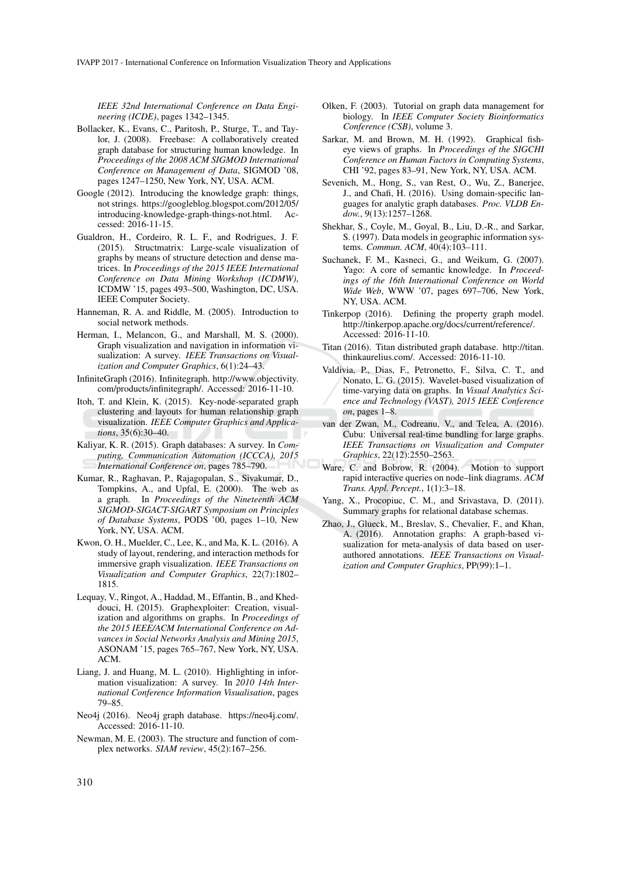*IEEE 32nd International Conference on Data Engineering (ICDE)*, pages 1342–1345.

Bollacker, K., Evans, C., Paritosh, P., Sturge, T., and Taylor, J. (2008). Freebase: A collaboratively created graph database for structuring human knowledge. In *Proceedings of the 2008 ACM SIGMOD International Conference on Management of Data*, SIGMOD '08, pages 1247–1250, New York, NY, USA. ACM.

Google (2012). Introducing the knowledge graph: things, not strings. https://googleblog.blogspot.com/2012/05/introducing-knowledge-graph-things-not.html. Accessed: 2016-11-15.

Gualdron, H., Cordeiro, R. L. F., and Rodrigues, J. F. (2015). Structmatrix: Large-scale visualization of graphs by means of structure detection and dense matrices. In *Proceedings of the 2015 IEEE International Conference on Data Mining Workshop (ICDMW)*, ICDMW '15, pages 493–500, Washington, DC, USA. IEEE Computer Society.

Hanneman, R. A. and Riddle, M. (2005). Introduction to social network methods.

Herman, I., Melancon, G., and Marshall, M. S. (2000). Graph visualization and navigation in information visualization: A survey. *IEEE Transactions on Visualization and Computer Graphics*, 6(1):24–43.

InfiniteGraph (2016). Infinitegraph. http://www.objectivity.com/products/infinitegraph/. Accessed: 2016-11-10.

Itoh, T. and Klein, K. (2015). Key-node-separated graph clustering and layouts for human relationship graph visualization. *IEEE Computer Graphics and Applications*, 35(6):30–40.

Kaliyar, K. R. (2015). Graph databases: A survey. In *Computing, Communication Automation (ICCCA), 2015 International Conference on*, pages 785–790.

Kumar, R., Raghavan, P., Rajagopalan, S., Sivakumar, D., Tompkins, A., and Upfal, E. (2000). The web as a graph. In *Proceedings of the Nineteenth ACM SIGMOD-SIGACT-SIGART Symposium on Principles of Database Systems*, PODS '00, pages 1–10, New York, NY, USA. ACM.

Kwon, O. H., Muelder, C., Lee, K., and Ma, K. L. (2016). A study of layout, rendering, and interaction methods for immersive graph visualization. *IEEE Transactions on Visualization and Computer Graphics*, 22(7):1802–1815.

Lequay, V., Ringot, A., Haddad, M., Effantin, B., and Kheddouci, H. (2015). Graphexploiter: Creation, visualization and algorithms on graphs. In *Proceedings of the 2015 IEEE/ACM International Conference on Advances in Social Networks Analysis and Mining 2015*, ASONAM '15, pages 765–767, New York, NY, USA. ACM.

Liang, J. and Huang, M. L. (2010). Highlighting in information visualization: A survey. In *2010 14th International Conference Information Visualisation*, pages 79–85.

Neo4j (2016). Neo4j graph database. https://neo4j.com/. Accessed: 2016-11-10.

Newman, M. E. (2003). The structure and function of complex networks. *SIAM review*, 45(2):167–256.

Olken, F. (2003). Tutorial on graph data management for biology. In *IEEE Computer Society Bioinformatics Conference (CSB)*, volume 3.

Sarkar, M. and Brown, M. H. (1992). Graphical fisheye views of graphs. In *Proceedings of the SIGCHI Conference on Human Factors in Computing Systems*, CHI '92, pages 83–91, New York, NY, USA. ACM.

Sevenich, M., Hong, S., van Rest, O., Wu, Z., Banerjee, J., and Chafi, H. (2016). Using domain-specific languages for analytic graph databases. *Proc. VLDB Endow.*, 9(13):1257–1268.

Shekhar, S., Coyle, M., Goyal, B., Liu, D.-R., and Sarkar, S. (1997). Data models in geographic information systems. *Commun. ACM*, 40(4):103–111.

Suchanek, F. M., Kasneci, G., and Weikum, G. (2007). Yago: A core of semantic knowledge. In *Proceedings of the 16th International Conference on World Wide Web*, WWW '07, pages 697–706, New York, NY, USA. ACM.

Tinkerpop (2016). Defining the property graph model. http://tinkerpop.apache.org/docs/current/reference/. Accessed: 2016-11-10.

Titan (2016). Titan distributed graph database. http://titan.thinkaurelius.com/. Accessed: 2016-11-10.

Valdivia, P., Dias, F., Petronetto, F., Silva, C. T., and Nonato, L. G. (2015). Wavelet-based visualization of time-varying data on graphs. In *Visual Analytics Science and Technology (VAST), 2015 IEEE Conference on*, pages 1–8.

van der Zwan, M., Codreanu, V., and Telea, A. (2016). Cubu: Universal real-time bundling for large graphs. *IEEE Transactions on Visualization and Computer Graphics*, 22(12):2550–2563.

Ware, C. and Bobrow, R. (2004). Motion to support rapid interactive queries on node–link diagrams. *ACM Trans. Appl. Percept.*, 1(1):3–18.

Yang, X., Procopiuc, C. M., and Srivastava, D. (2011). Summary graphs for relational database schemas.

Zhao, J., Glueck, M., Breslav, S., Chevalier, F., and Khan, A. (2016). Annotation graphs: A graph-based visualization for meta-analysis of data based on user-authored annotations. *IEEE Transactions on Visualization and Computer Graphics*, PP(99):1–1.